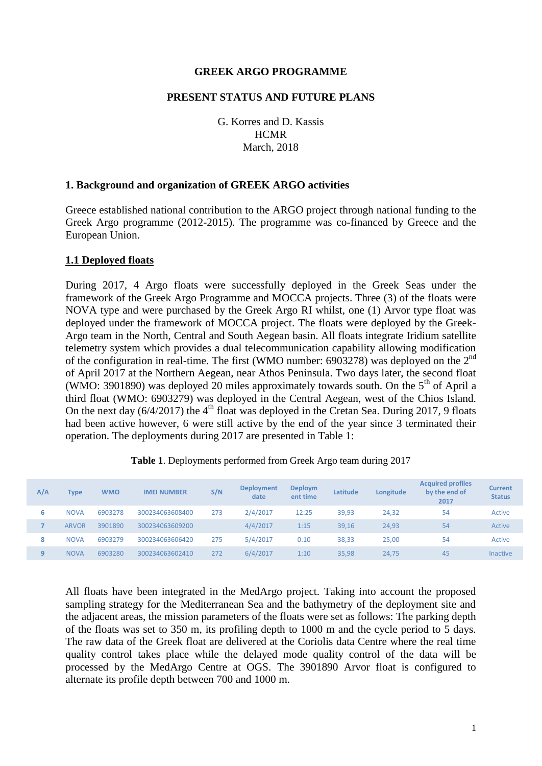**GREEK ARGO PROGRAMME**

**PRESENT STATUS AND FUTURE PLANS**

G. Korres and D. Kassis
HCMR
March, 2018

## 1. Background and organization of GREEK ARGO activities

Greece established national contribution to the ARGO project through national funding to the Greek Argo programme (2012-2015). The programme was co-financed by Greece and the European Union.

### 1.1 Deployed floats

During 2017, 4 Argo floats were successfully deployed in the Greek Seas under the framework of the Greek Argo Programme and MOCCA projects. Three (3) of the floats were NOVA type and were purchased by the Greek Argo RI whilst, one (1) Arvor type float was deployed under the framework of MOCCA project. The floats were deployed by the Greek-Argo team in the North, Central and South Aegean basin. All floats integrate Iridium satellite telemetry system which provides a dual telecommunication capability allowing modification of the configuration in real-time. The first (WMO number: 6903278) was deployed on the 2nd of April 2017 at the Northern Aegean, near Athos Peninsula. Two days later, the second float (WMO: 3901890) was deployed 20 miles approximately towards south. On the 5th of April a third float (WMO: 6903279) was deployed in the Central Aegean, west of the Chios Island. On the next day (6/4/2017) the 4th float was deployed in the Cretan Sea. During 2017, 9 floats had been active however, 6 were still active by the end of the year since 3 terminated their operation. The deployments during 2017 are presented in Table 1:

**Table 1**. Deployments performed from Greek Argo team during 2017

| A/A | Type | WMO | IMEI NUMBER | S/N | Deployment date | Deployment time | Latitude | Longitude | Acquired profiles by the end of 2017 | Current Status |
|---|---|---|---|---|---|---|---|---|---|---|
| 6 | NOVA | 6903278 | 300234063608400 | 273 | 2/4/2017 | 12:25 | 39,93 | 24,32 | 54 | Active |
| 7 | ARVOR | 3901890 | 300234063609200 | | 4/4/2017 | 1:15 | 39,16 | 24,93 | 54 | Active |
| 8 | NOVA | 6903279 | 300234063606420 | 275 | 5/4/2017 | 0:10 | 38,33 | 25,00 | 54 | Active |
| 9 | NOVA | 6903280 | 300234063602410 | 272 | 6/4/2017 | 1:10 | 35,98 | 24,75 | 45 | Inactive |

All floats have been integrated in the MedArgo project. Taking into account the proposed sampling strategy for the Mediterranean Sea and the bathymetry of the deployment site and the adjacent areas, the mission parameters of the floats were set as follows: The parking depth of the floats was set to 350 m, its profiling depth to 1000 m and the cycle period to 5 days. The raw data of the Greek float are delivered at the Coriolis data Centre where the real time quality control takes place while the delayed mode quality control of the data will be processed by the MedArgo Centre at OGS. The 3901890 Arvor float is configured to alternate its profile depth between 700 and 1000 m.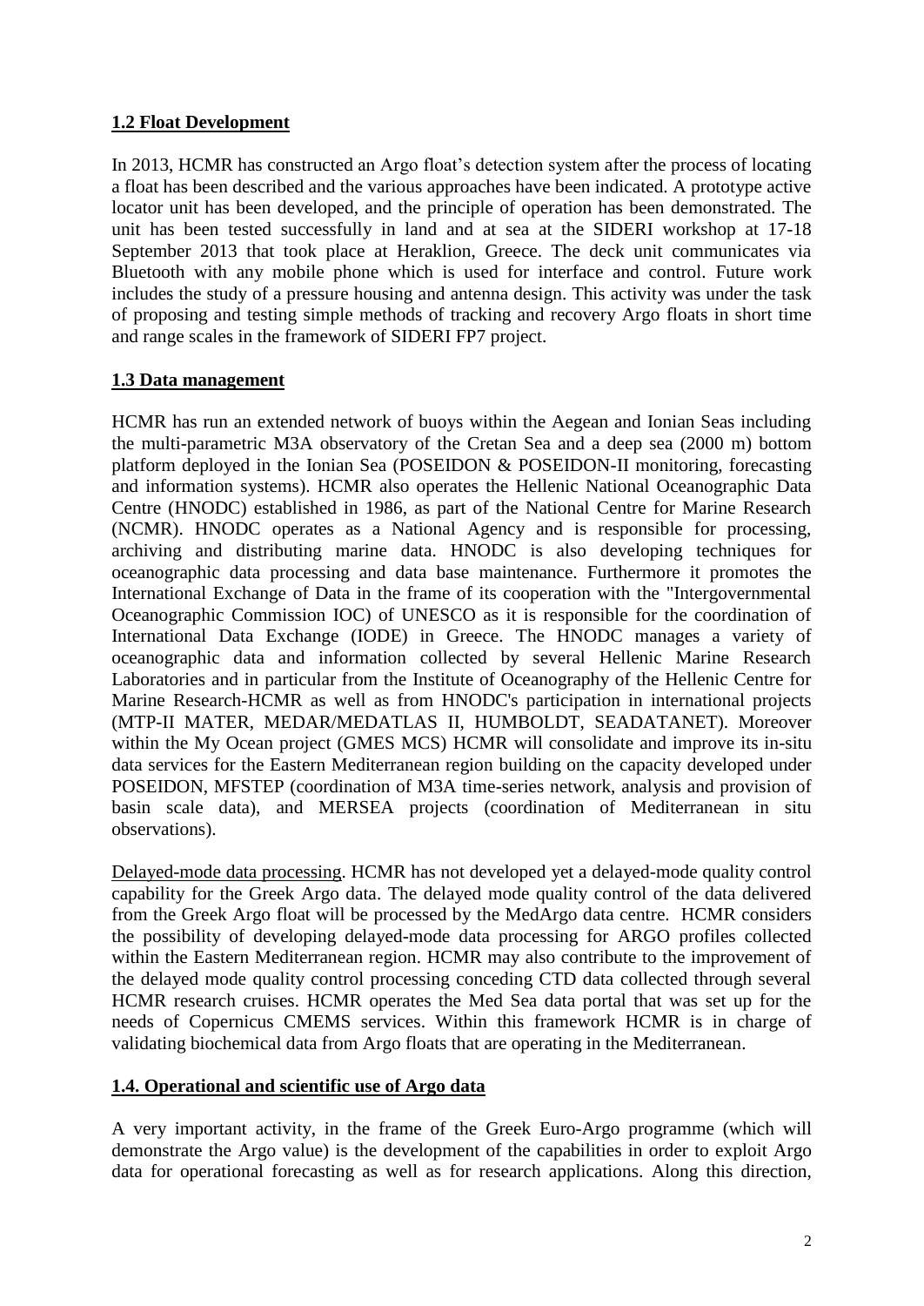## 1.2 Float Development

In 2013, HCMR has constructed an Argo float's detection system after the process of locating a float has been described and the various approaches have been indicated. A prototype active locator unit has been developed, and the principle of operation has been demonstrated. The unit has been tested successfully in land and at sea at the SIDERI workshop at 17-18 September 2013 that took place at Heraklion, Greece. The deck unit communicates via Bluetooth with any mobile phone which is used for interface and control. Future work includes the study of a pressure housing and antenna design. This activity was under the task of proposing and testing simple methods of tracking and recovery Argo floats in short time and range scales in the framework of SIDERI FP7 project.

## 1.3 Data management

HCMR has run an extended network of buoys within the Aegean and Ionian Seas including the multi-parametric M3A observatory of the Cretan Sea and a deep sea (2000 m) bottom platform deployed in the Ionian Sea (POSEIDON & POSEIDON-II monitoring, forecasting and information systems). HCMR also operates the Hellenic National Oceanographic Data Centre (HNODC) established in 1986, as part of the National Centre for Marine Research (NCMR). HNODC operates as a National Agency and is responsible for processing, archiving and distributing marine data. HNODC is also developing techniques for oceanographic data processing and data base maintenance. Furthermore it promotes the International Exchange of Data in the frame of its cooperation with the "Intergovernmental Oceanographic Commission IOC) of UNESCO as it is responsible for the coordination of International Data Exchange (IODE) in Greece. The HNODC manages a variety of oceanographic data and information collected by several Hellenic Marine Research Laboratories and in particular from the Institute of Oceanography of the Hellenic Centre for Marine Research-HCMR as well as from HNODC's participation in international projects (MTP-II MATER, MEDAR/MEDATLAS II, HUMBOLDT, SEADATANET). Moreover within the My Ocean project (GMES MCS) HCMR will consolidate and improve its in-situ data services for the Eastern Mediterranean region building on the capacity developed under POSEIDON, MFSTEP (coordination of M3A time-series network, analysis and provision of basin scale data), and MERSEA projects (coordination of Mediterranean in situ observations).

Delayed-mode data processing. HCMR has not developed yet a delayed-mode quality control capability for the Greek Argo data. The delayed mode quality control of the data delivered from the Greek Argo float will be processed by the MedArgo data centre. HCMR considers the possibility of developing delayed-mode data processing for ARGO profiles collected within the Eastern Mediterranean region. HCMR may also contribute to the improvement of the delayed mode quality control processing conceding CTD data collected through several HCMR research cruises. HCMR operates the Med Sea data portal that was set up for the needs of Copernicus CMEMS services. Within this framework HCMR is in charge of validating biochemical data from Argo floats that are operating in the Mediterranean.

## 1.4. Operational and scientific use of Argo data

A very important activity, in the frame of the Greek Euro-Argo programme (which will demonstrate the Argo value) is the development of the capabilities in order to exploit Argo data for operational forecasting as well as for research applications. Along this direction,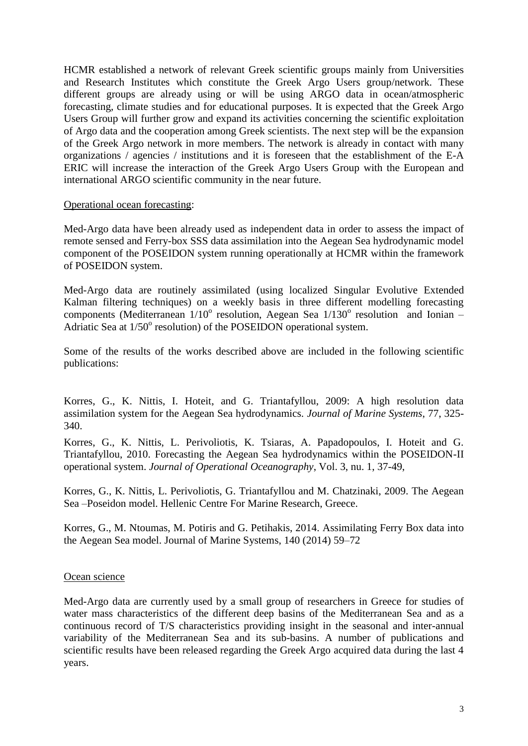HCMR established a network of relevant Greek scientific groups mainly from Universities and Research Institutes which constitute the Greek Argo Users group/network. These different groups are already using or will be using ARGO data in ocean/atmospheric forecasting, climate studies and for educational purposes. It is expected that the Greek Argo Users Group will further grow and expand its activities concerning the scientific exploitation of Argo data and the cooperation among Greek scientists. The next step will be the expansion of the Greek Argo network in more members. The network is already in contact with many organizations / agencies / institutions and it is foreseen that the establishment of the E-A ERIC will increase the interaction of the Greek Argo Users Group with the European and international ARGO scientific community in the near future.

Operational ocean forecasting:

Med-Argo data have been already used as independent data in order to assess the impact of remote sensed and Ferry-box SSS data assimilation into the Aegean Sea hydrodynamic model component of the POSEIDON system running operationally at HCMR within the framework of POSEIDON system.

Med-Argo data are routinely assimilated (using localized Singular Evolutive Extended Kalman filtering techniques) on a weekly basis in three different modelling forecasting components (Mediterranean $1/10^o$ resolution, Aegean Sea $1/130^o$ resolution and Ionian – Adriatic Sea at $1/50^o$ resolution) of the POSEIDON operational system.

Some of the results of the works described above are included in the following scientific publications:

Korres, G., K. Nittis, I. Hoteit, and G. Triantafyllou, 2009: A high resolution data assimilation system for the Aegean Sea hydrodynamics. *Journal of Marine Systems*, 77, 325-340.

Korres, G., K. Nittis, L. Perivoliotis, K. Tsiaras, A. Papadopoulos, I. Hoteit and G. Triantafyllou, 2010. Forecasting the Aegean Sea hydrodynamics within the POSEIDON-II operational system. *Journal of Operational Oceanography*, Vol. 3, nu. 1, 37-49,

Korres, G., K. Nittis, L. Perivoliotis, G. Triantafyllou and M. Chatzinaki, 2009. The Aegean Sea –Poseidon model. Hellenic Centre For Marine Research, Greece.

Korres, G., M. Ntoumas, M. Potiris and G. Petihakis, 2014. Assimilating Ferry Box data into the Aegean Sea model. Journal of Marine Systems, 140 (2014) 59–72

Ocean science

Med-Argo data are currently used by a small group of researchers in Greece for studies of water mass characteristics of the different deep basins of the Mediterranean Sea and as a continuous record of T/S characteristics providing insight in the seasonal and inter-annual variability of the Mediterranean Sea and its sub-basins. A number of publications and scientific results have been released regarding the Greek Argo acquired data during the last 4 years.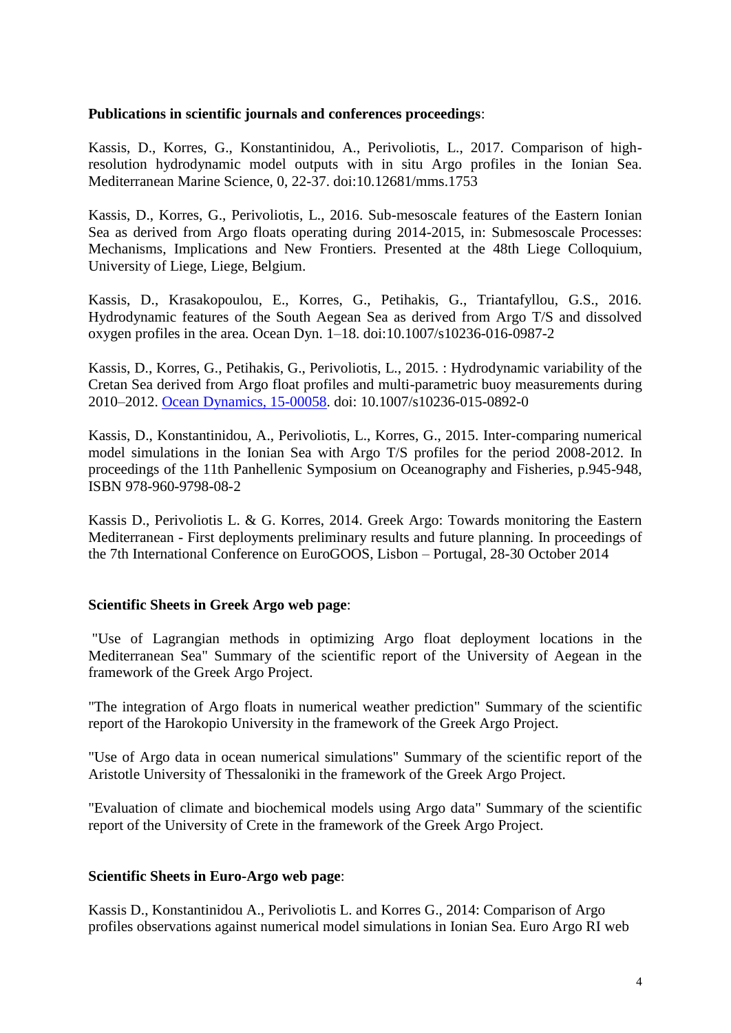**Publications in scientific journals and conferences proceedings**:

Kassis, D., Korres, G., Konstantinidou, A., Perivoliotis, L., 2017. Comparison of high-resolution hydrodynamic model outputs with in situ Argo profiles in the Ionian Sea. Mediterranean Marine Science, 0, 22-37. doi:10.12681/mms.1753

Kassis, D., Korres, G., Perivoliotis, L., 2016. Sub-mesoscale features of the Eastern Ionian Sea as derived from Argo floats operating during 2014-2015, in: Submesoscale Processes: Mechanisms, Implications and New Frontiers. Presented at the 48th Liege Colloquium, University of Liege, Liege, Belgium.

Kassis, D., Krasakopoulou, E., Korres, G., Petihakis, G., Triantafyllou, G.S., 2016. Hydrodynamic features of the South Aegean Sea as derived from Argo T/S and dissolved oxygen profiles in the area. Ocean Dyn. 1–18. doi:10.1007/s10236-016-0987-2

Kassis, D., Korres, G., Petihakis, G., Perivoliotis, L., 2015. : Hydrodynamic variability of the Cretan Sea derived from Argo float profiles and multi-parametric buoy measurements during 2010–2012. Ocean Dynamics, 15-00058. doi: 10.1007/s10236-015-0892-0

Kassis, D., Konstantinidou, A., Perivoliotis, L., Korres, G., 2015. Inter-comparing numerical model simulations in the Ionian Sea with Argo T/S profiles for the period 2008-2012. In proceedings of the 11th Panhellenic Symposium on Oceanography and Fisheries, p.945-948, ISBN 978-960-9798-08-2

Kassis D., Perivoliotis L. & G. Korres, 2014. Greek Argo: Towards monitoring the Eastern Mediterranean - First deployments preliminary results and future planning. In proceedings of the 7th International Conference on EuroGOOS, Lisbon – Portugal, 28-30 October 2014

**Scientific Sheets in Greek Argo web page**:

"Use of Lagrangian methods in optimizing Argo float deployment locations in the Mediterranean Sea" Summary of the scientific report of the University of Aegean in the framework of the Greek Argo Project.

"The integration of Argo floats in numerical weather prediction" Summary of the scientific report of the Harokopio University in the framework of the Greek Argo Project.

"Use of Argo data in ocean numerical simulations" Summary of the scientific report of the Aristotle University of Thessaloniki in the framework of the Greek Argo Project.

"Evaluation of climate and biochemical models using Argo data" Summary of the scientific report of the University of Crete in the framework of the Greek Argo Project.

**Scientific Sheets in Euro-Argo web page**:

Kassis D., Konstantinidou A., Perivoliotis L. and Korres G., 2014: Comparison of Argo profiles observations against numerical model simulations in Ionian Sea. Euro Argo RI web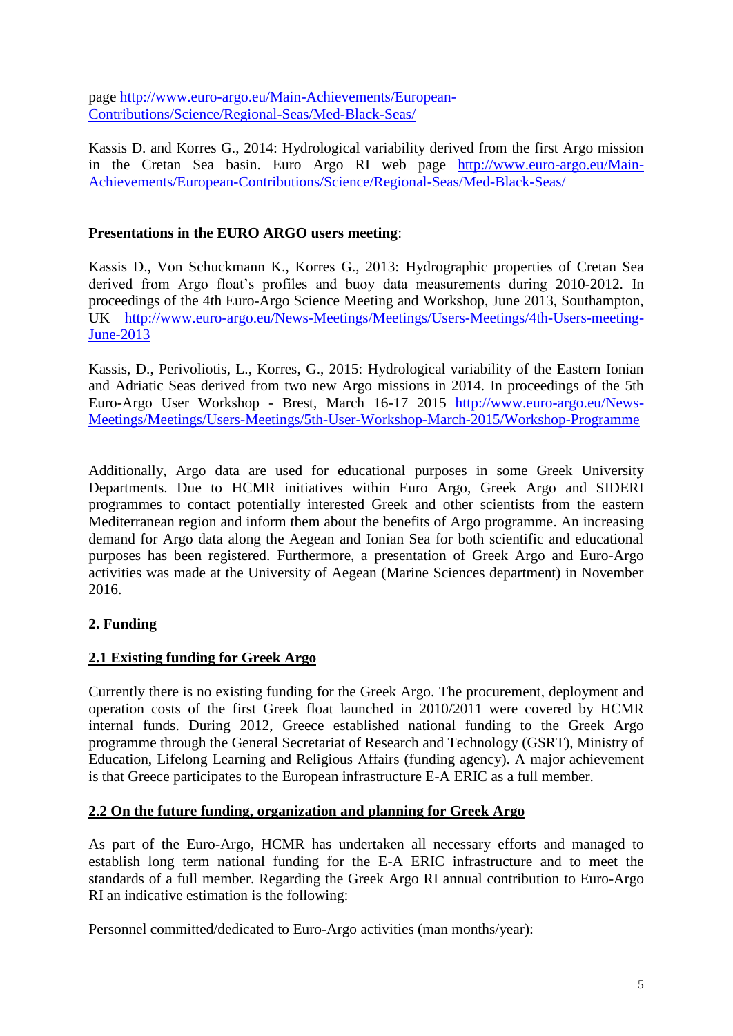page http://www.euro-argo.eu/Main-Achievements/European-Contributions/Science/Regional-Seas/Med-Black-Seas/

Kassis D. and Korres G., 2014: Hydrological variability derived from the first Argo mission in the Cretan Sea basin. Euro Argo RI web page http://www.euro-argo.eu/Main-Achievements/European-Contributions/Science/Regional-Seas/Med-Black-Seas/

**Presentations in the EURO ARGO users meeting**:

Kassis D., Von Schuckmann K., Korres G., 2013: Hydrographic properties of Cretan Sea derived from Argo float's profiles and buoy data measurements during 2010-2012. In proceedings of the 4th Euro-Argo Science Meeting and Workshop, June 2013, Southampton, UK http://www.euro-argo.eu/News-Meetings/Meetings/Users-Meetings/4th-Users-meeting-June-2013

Kassis, D., Perivoliotis, L., Korres, G., 2015: Hydrological variability of the Eastern Ionian and Adriatic Seas derived from two new Argo missions in 2014. In proceedings of the 5th Euro-Argo User Workshop - Brest, March 16-17 2015 http://www.euro-argo.eu/News-Meetings/Meetings/Users-Meetings/5th-User-Workshop-March-2015/Workshop-Programme

Additionally, Argo data are used for educational purposes in some Greek University Departments. Due to HCMR initiatives within Euro Argo, Greek Argo and SIDERI programmes to contact potentially interested Greek and other scientists from the eastern Mediterranean region and inform them about the benefits of Argo programme. An increasing demand for Argo data along the Aegean and Ionian Sea for both scientific and educational purposes has been registered. Furthermore, a presentation of Greek Argo and Euro-Argo activities was made at the University of Aegean (Marine Sciences department) in November 2016.

## 2. Funding

### 2.1 Existing funding for Greek Argo

Currently there is no existing funding for the Greek Argo. The procurement, deployment and operation costs of the first Greek float launched in 2010/2011 were covered by HCMR internal funds. During 2012, Greece established national funding to the Greek Argo programme through the General Secretariat of Research and Technology (GSRT), Ministry of Education, Lifelong Learning and Religious Affairs (funding agency). A major achievement is that Greece participates to the European infrastructure E-A ERIC as a full member.

### 2.2 On the future funding, organization and planning for Greek Argo

As part of the Euro-Argo, HCMR has undertaken all necessary efforts and managed to establish long term national funding for the E-A ERIC infrastructure and to meet the standards of a full member. Regarding the Greek Argo RI annual contribution to Euro-Argo RI an indicative estimation is the following:

Personnel committed/dedicated to Euro-Argo activities (man months/year):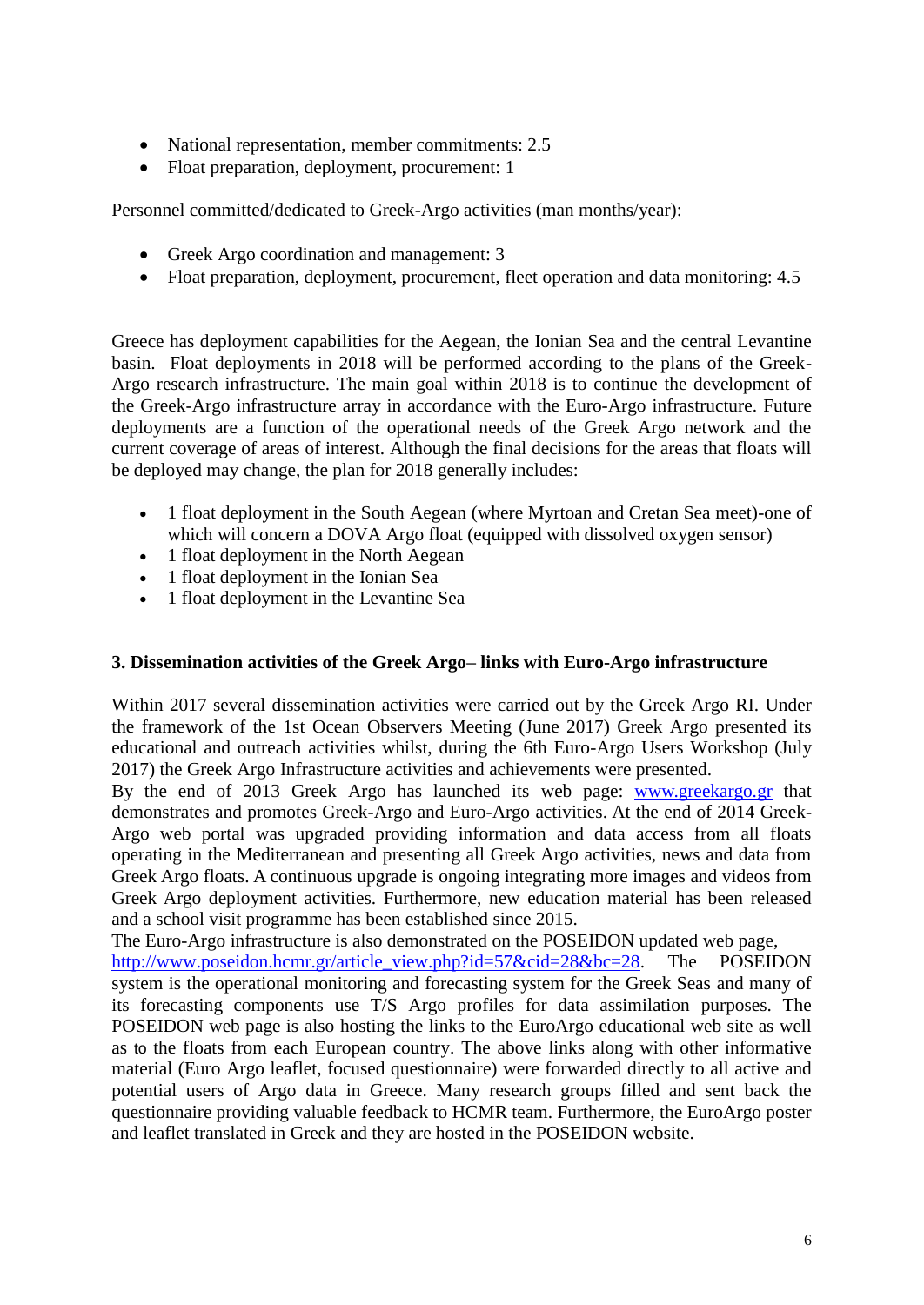- National representation, member commitments: 2.5
- Float preparation, deployment, procurement: 1

Personnel committed/dedicated to Greek-Argo activities (man months/year):

- Greek Argo coordination and management: 3
- Float preparation, deployment, procurement, fleet operation and data monitoring: 4.5

Greece has deployment capabilities for the Aegean, the Ionian Sea and the central Levantine basin. Float deployments in 2018 will be performed according to the plans of the Greek-Argo research infrastructure. The main goal within 2018 is to continue the development of the Greek-Argo infrastructure array in accordance with the Euro-Argo infrastructure. Future deployments are a function of the operational needs of the Greek Argo network and the current coverage of areas of interest. Although the final decisions for the areas that floats will be deployed may change, the plan for 2018 generally includes:

- 1 float deployment in the South Aegean (where Myrtoan and Cretan Sea meet)-one of which will concern a DOVA Argo float (equipped with dissolved oxygen sensor)
- 1 float deployment in the North Aegean
- 1 float deployment in the Ionian Sea
- 1 float deployment in the Levantine Sea

### 3. Dissemination activities of the Greek Argo– links with Euro-Argo infrastructure

Within 2017 several dissemination activities were carried out by the Greek Argo RI. Under the framework of the 1st Ocean Observers Meeting (June 2017) Greek Argo presented its educational and outreach activities whilst, during the 6th Euro-Argo Users Workshop (July 2017) the Greek Argo Infrastructure activities and achievements were presented.

By the end of 2013 Greek Argo has launched its web page: www.greekargo.gr that demonstrates and promotes Greek-Argo and Euro-Argo activities. At the end of 2014 Greek-Argo web portal was upgraded providing information and data access from all floats operating in the Mediterranean and presenting all Greek Argo activities, news and data from Greek Argo floats. A continuous upgrade is ongoing integrating more images and videos from Greek Argo deployment activities. Furthermore, new education material has been released and a school visit programme has been established since 2015.

The Euro-Argo infrastructure is also demonstrated on the POSEIDON updated web page, http://www.poseidon.hcmr.gr/article_view.php?id=57&cid=28&bc=28. The POSEIDON system is the operational monitoring and forecasting system for the Greek Seas and many of its forecasting components use T/S Argo profiles for data assimilation purposes. The POSEIDON web page is also hosting the links to the EuroArgo educational web site as well as to the floats from each European country. The above links along with other informative material (Euro Argo leaflet, focused questionnaire) were forwarded directly to all active and potential users of Argo data in Greece. Many research groups filled and sent back the questionnaire providing valuable feedback to HCMR team. Furthermore, the EuroArgo poster and leaflet translated in Greek and they are hosted in the POSEIDON website.